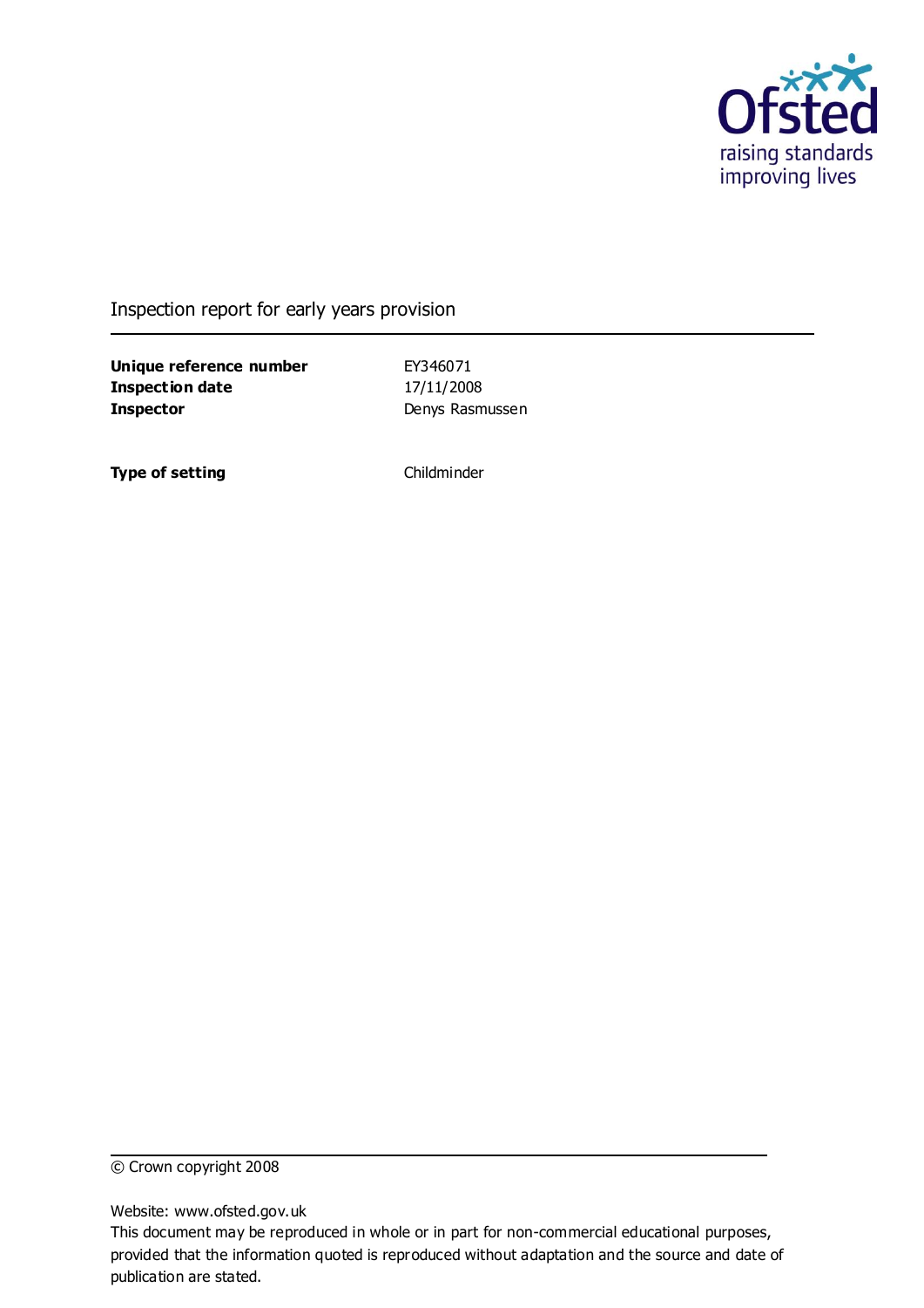Ofsted
raising standards
improving lives

Inspection report for early years provision

| | |
|---|---|
| **Unique reference number** | EY346071 |
| **Inspection date** | 17/11/2008 |
| **Inspector** | Denys Rasmussen |

| | |
|---|---|
| **Type of setting** | Childminder |

© Crown copyright 2008

Website: www.ofsted.gov.uk
This document may be reproduced in whole or in part for non-commercial educational purposes, provided that the information quoted is reproduced without adaptation and the source and date of publication are stated.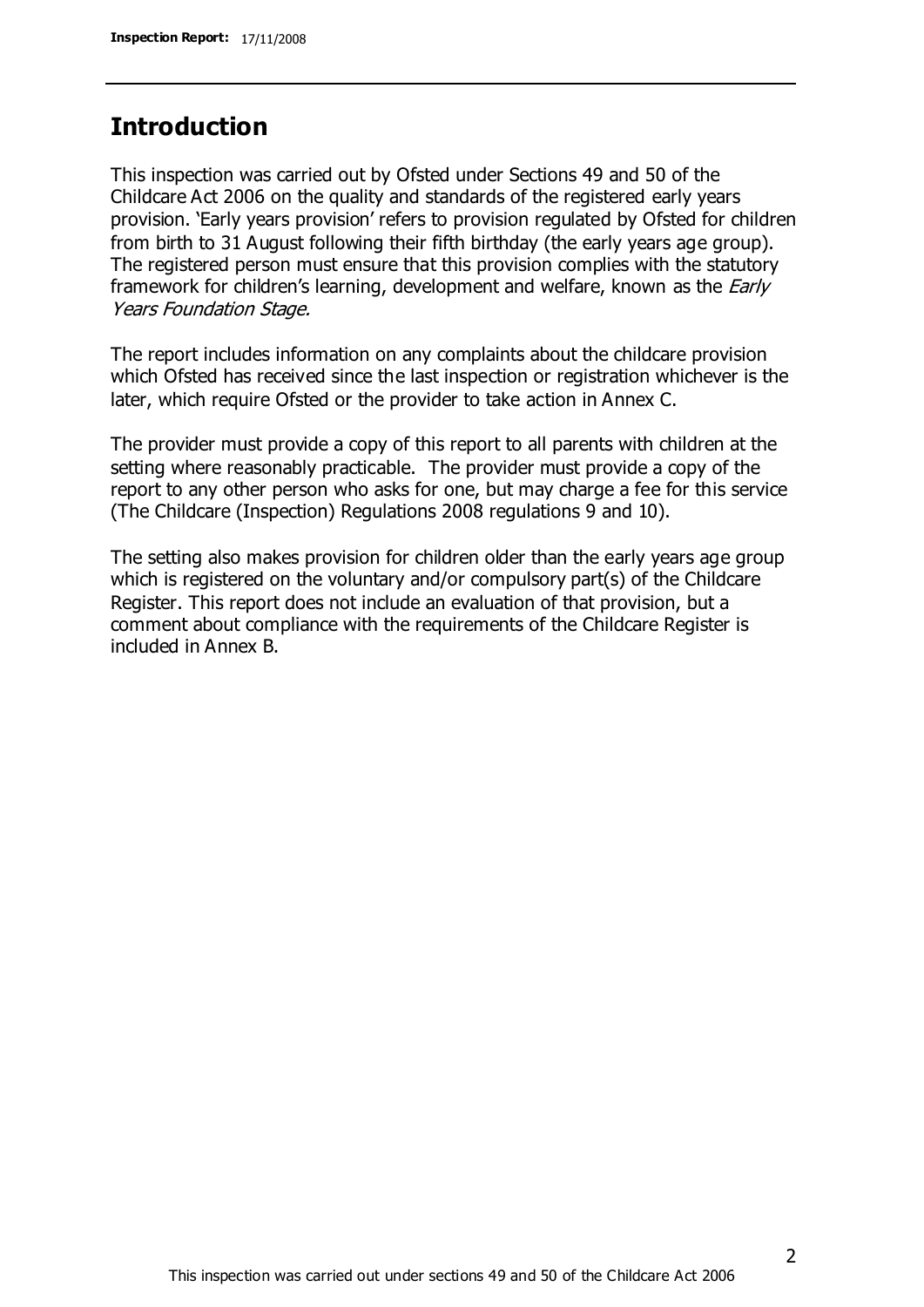## Introduction

This inspection was carried out by Ofsted under Sections 49 and 50 of the Childcare Act 2006 on the quality and standards of the registered early years provision. 'Early years provision' refers to provision regulated by Ofsted for children from birth to 31 August following their fifth birthday (the early years age group). The registered person must ensure that this provision complies with the statutory framework for children's learning, development and welfare, known as the *Early Years Foundation Stage.*

The report includes information on any complaints about the childcare provision which Ofsted has received since the last inspection or registration whichever is the later, which require Ofsted or the provider to take action in Annex C.

The provider must provide a copy of this report to all parents with children at the setting where reasonably practicable. The provider must provide a copy of the report to any other person who asks for one, but may charge a fee for this service (The Childcare (Inspection) Regulations 2008 regulations 9 and 10).

The setting also makes provision for children older than the early years age group which is registered on the voluntary and/or compulsory part(s) of the Childcare Register. This report does not include an evaluation of that provision, but a comment about compliance with the requirements of the Childcare Register is included in Annex B.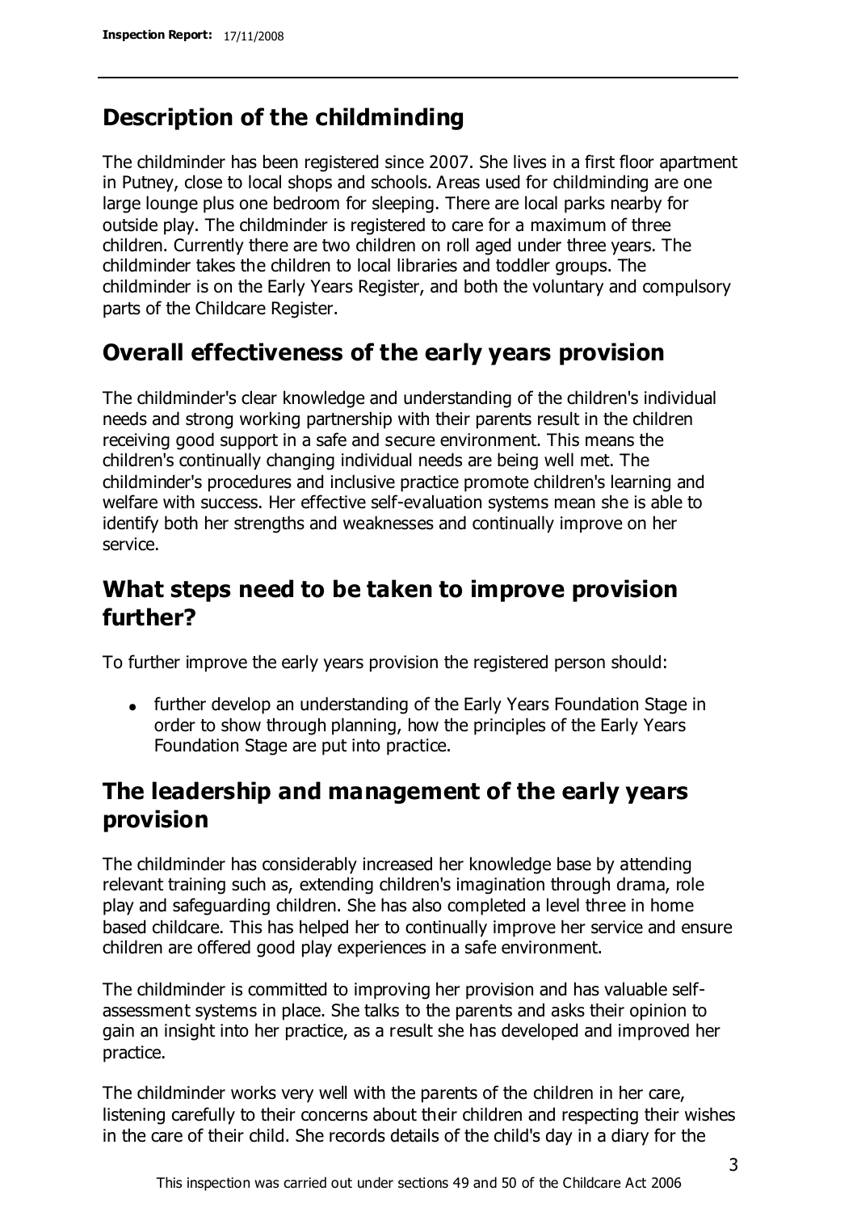## Description of the childminding

The childminder has been registered since 2007. She lives in a first floor apartment in Putney, close to local shops and schools. Areas used for childminding are one large lounge plus one bedroom for sleeping. There are local parks nearby for outside play. The childminder is registered to care for a maximum of three children. Currently there are two children on roll aged under three years. The childminder takes the children to local libraries and toddler groups. The childminder is on the Early Years Register, and both the voluntary and compulsory parts of the Childcare Register.

## Overall effectiveness of the early years provision

The childminder's clear knowledge and understanding of the children's individual needs and strong working partnership with their parents result in the children receiving good support in a safe and secure environment. This means the children's continually changing individual needs are being well met. The childminder's procedures and inclusive practice promote children's learning and welfare with success. Her effective self-evaluation systems mean she is able to identify both her strengths and weaknesses and continually improve on her service.

## What steps need to be taken to improve provision further?

To further improve the early years provision the registered person should:

- further develop an understanding of the Early Years Foundation Stage in order to show through planning, how the principles of the Early Years Foundation Stage are put into practice.

## The leadership and management of the early years provision

The childminder has considerably increased her knowledge base by attending relevant training such as, extending children's imagination through drama, role play and safeguarding children. She has also completed a level three in home based childcare. This has helped her to continually improve her service and ensure children are offered good play experiences in a safe environment.

The childminder is committed to improving her provision and has valuable self-assessment systems in place. She talks to the parents and asks their opinion to gain an insight into her practice, as a result she has developed and improved her practice.

The childminder works very well with the parents of the children in her care, listening carefully to their concerns about their children and respecting their wishes in the care of their child. She records details of the child's day in a diary for the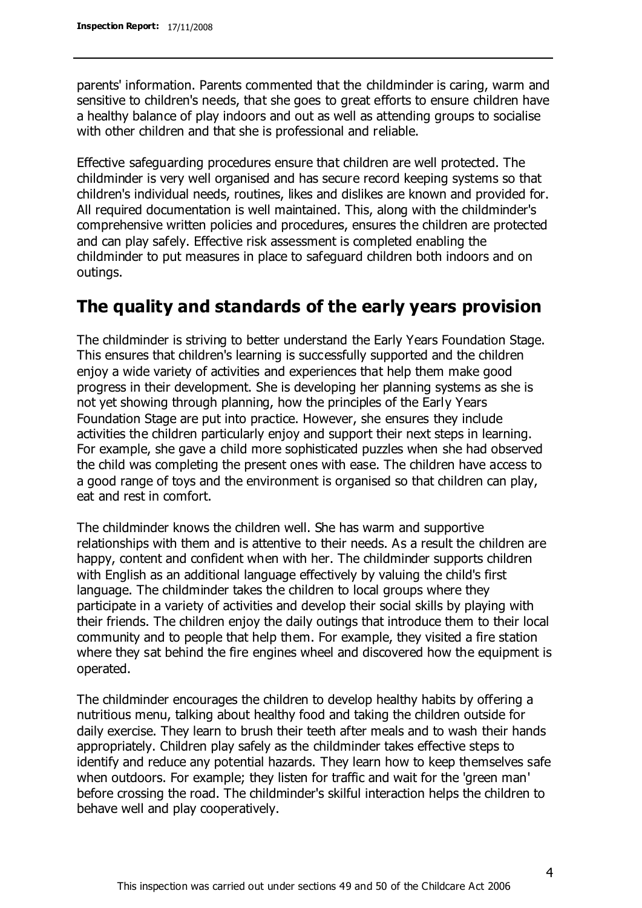parents' information. Parents commented that the childminder is caring, warm and sensitive to children's needs, that she goes to great efforts to ensure children have a healthy balance of play indoors and out as well as attending groups to socialise with other children and that she is professional and reliable.

Effective safeguarding procedures ensure that children are well protected. The childminder is very well organised and has secure record keeping systems so that children's individual needs, routines, likes and dislikes are known and provided for. All required documentation is well maintained. This, along with the childminder's comprehensive written policies and procedures, ensures the children are protected and can play safely. Effective risk assessment is completed enabling the childminder to put measures in place to safeguard children both indoors and on outings.

## The quality and standards of the early years provision

The childminder is striving to better understand the Early Years Foundation Stage. This ensures that children's learning is successfully supported and the children enjoy a wide variety of activities and experiences that help them make good progress in their development. She is developing her planning systems as she is not yet showing through planning, how the principles of the Early Years Foundation Stage are put into practice. However, she ensures they include activities the children particularly enjoy and support their next steps in learning. For example, she gave a child more sophisticated puzzles when she had observed the child was completing the present ones with ease. The children have access to a good range of toys and the environment is organised so that children can play, eat and rest in comfort.

The childminder knows the children well. She has warm and supportive relationships with them and is attentive to their needs. As a result the children are happy, content and confident when with her. The childminder supports children with English as an additional language effectively by valuing the child's first language. The childminder takes the children to local groups where they participate in a variety of activities and develop their social skills by playing with their friends. The children enjoy the daily outings that introduce them to their local community and to people that help them. For example, they visited a fire station where they sat behind the fire engines wheel and discovered how the equipment is operated.

The childminder encourages the children to develop healthy habits by offering a nutritious menu, talking about healthy food and taking the children outside for daily exercise. They learn to brush their teeth after meals and to wash their hands appropriately. Children play safely as the childminder takes effective steps to identify and reduce any potential hazards. They learn how to keep themselves safe when outdoors. For example; they listen for traffic and wait for the 'green man' before crossing the road. The childminder's skilful interaction helps the children to behave well and play cooperatively.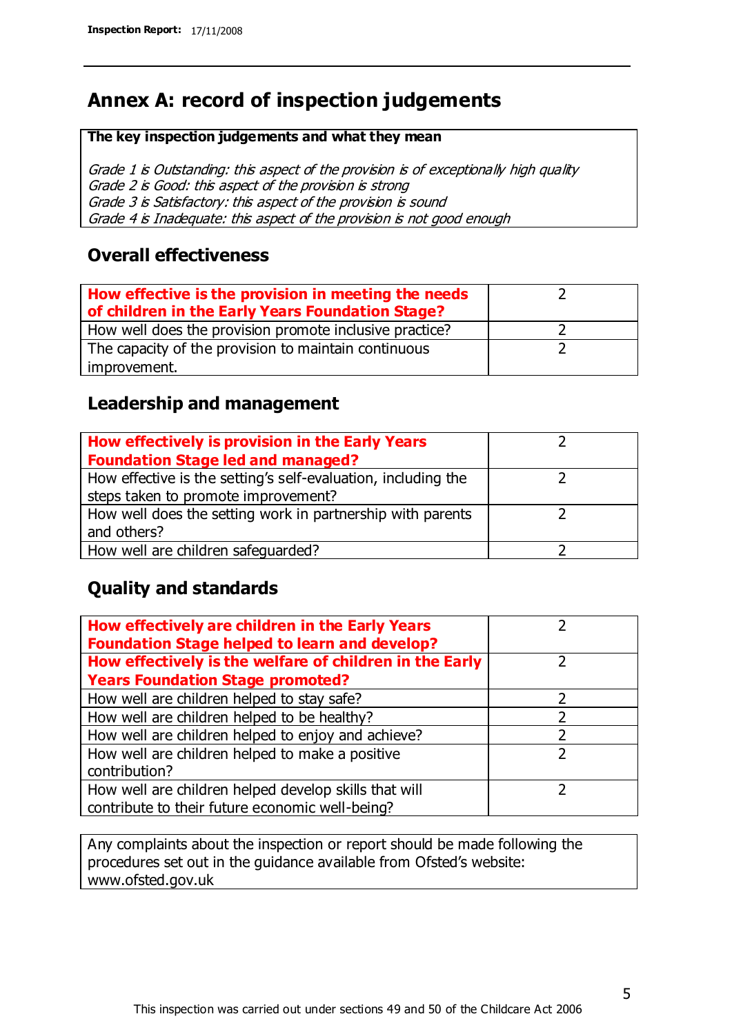## Annex A: record of inspection judgements

| The key inspection judgements and what they mean |
|---|
| *Grade 1 is Outstanding: this aspect of the provision is of exceptionally high quality*<br>*Grade 2 is Good: this aspect of the provision is strong*<br>*Grade 3 is Satisfactory: this aspect of the provision is sound*<br>*Grade 4 is Inadequate: this aspect of the provision is not good enough* |

### Overall effectiveness

| | |
|---|---|
| **How effective is the provision in meeting the needs of children in the Early Years Foundation Stage?** | 2 |
| How well does the provision promote inclusive practice? | 2 |
| The capacity of the provision to maintain continuous improvement. | 2 |

### Leadership and management

| | |
|---|---|
| **How effectively is provision in the Early Years Foundation Stage led and managed?** | 2 |
| How effective is the setting's self-evaluation, including the steps taken to promote improvement? | 2 |
| How well does the setting work in partnership with parents and others? | 2 |
| How well are children safeguarded? | 2 |

### Quality and standards

| | |
|---|---|
| **How effectively are children in the Early Years Foundation Stage helped to learn and develop?** | 2 |
| **How effectively is the welfare of children in the Early Years Foundation Stage promoted?** | 2 |
| How well are children helped to stay safe? | 2 |
| How well are children helped to be healthy? | 2 |
| How well are children helped to enjoy and achieve? | 2 |
| How well are children helped to make a positive contribution? | 2 |
| How well are children helped develop skills that will contribute to their future economic well-being? | 2 |

Any complaints about the inspection or report should be made following the procedures set out in the guidance available from Ofsted's website: www.ofsted.gov.uk

This inspection was carried out under sections 49 and 50 of the Childcare Act 2006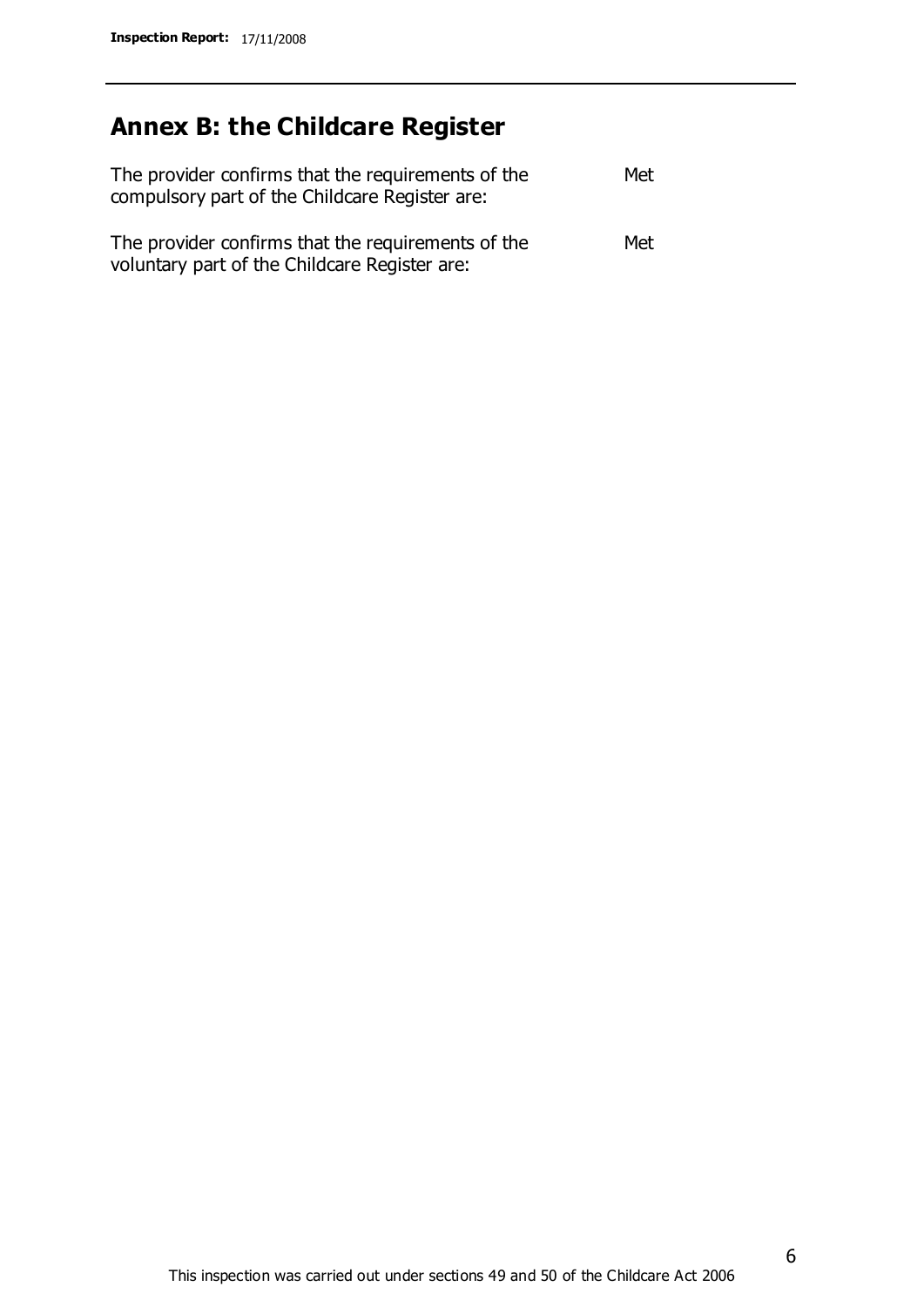## Annex B: the Childcare Register

| | |
|---|---|
| The provider confirms that the requirements of the compulsory part of the Childcare Register are: | Met |
| The provider confirms that the requirements of the voluntary part of the Childcare Register are: | Met |

This inspection was carried out under sections 49 and 50 of the Childcare Act 2006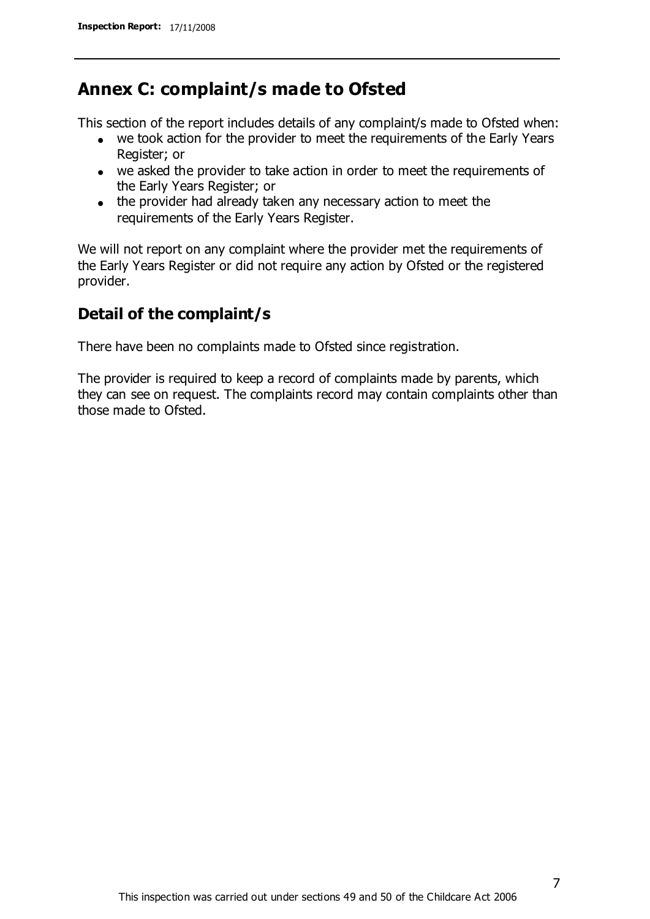## Annex C: complaint/s made to Ofsted

This section of the report includes details of any complaint/s made to Ofsted when:

- we took action for the provider to meet the requirements of the Early Years Register; or
- we asked the provider to take action in order to meet the requirements of the Early Years Register; or
- the provider had already taken any necessary action to meet the requirements of the Early Years Register.

We will not report on any complaint where the provider met the requirements of the Early Years Register or did not require any action by Ofsted or the registered provider.

### Detail of the complaint/s

There have been no complaints made to Ofsted since registration.

The provider is required to keep a record of complaints made by parents, which they can see on request. The complaints record may contain complaints other than those made to Ofsted.